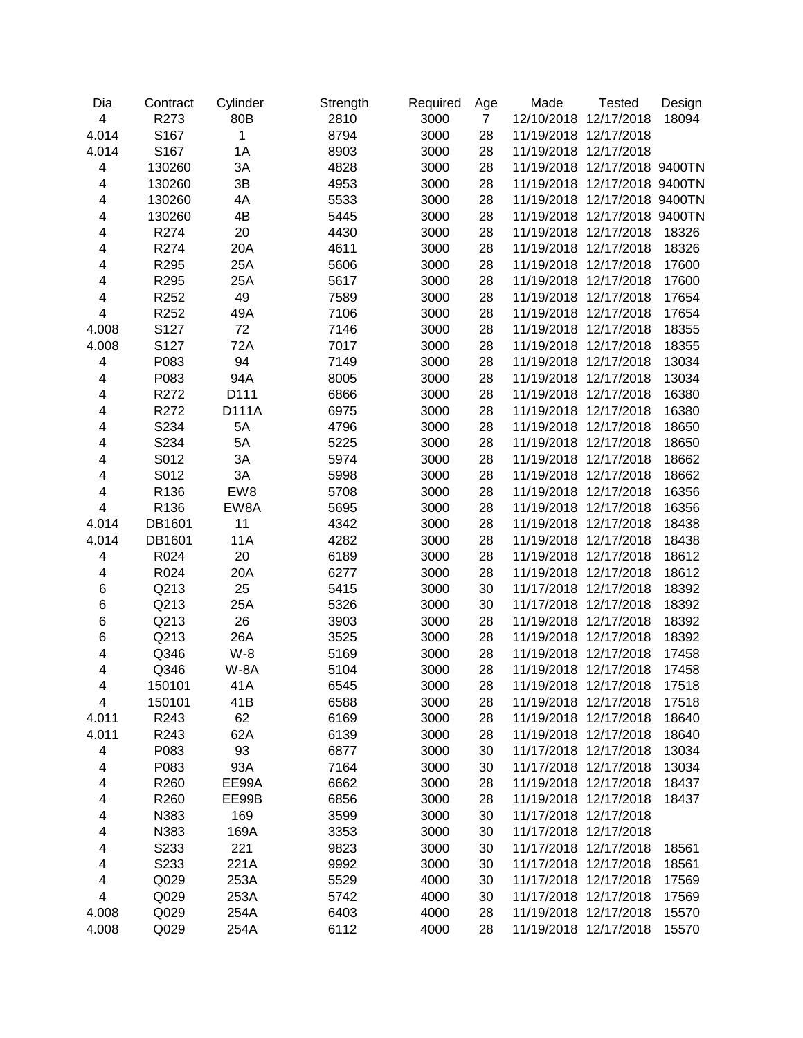| Dia | Contract | Cylinder | Strength | Required | Age | Made | Tested | Design |
|---|---|---|---|---|---|---|---|---|
| 4 | R273 | 80B | 2810 | 3000 | 7 | 12/10/2018 | 12/17/2018 | 18094 |
| 4.014 | S167 | 1 | 8794 | 3000 | 28 | 11/19/2018 | 12/17/2018 | |
| 4.014 | S167 | 1A | 8903 | 3000 | 28 | 11/19/2018 | 12/17/2018 | |
| 4 | 130260 | 3A | 4828 | 3000 | 28 | 11/19/2018 | 12/17/2018 | 9400TN |
| 4 | 130260 | 3B | 4953 | 3000 | 28 | 11/19/2018 | 12/17/2018 | 9400TN |
| 4 | 130260 | 4A | 5533 | 3000 | 28 | 11/19/2018 | 12/17/2018 | 9400TN |
| 4 | 130260 | 4B | 5445 | 3000 | 28 | 11/19/2018 | 12/17/2018 | 9400TN |
| 4 | R274 | 20 | 4430 | 3000 | 28 | 11/19/2018 | 12/17/2018 | 18326 |
| 4 | R274 | 20A | 4611 | 3000 | 28 | 11/19/2018 | 12/17/2018 | 18326 |
| 4 | R295 | 25A | 5606 | 3000 | 28 | 11/19/2018 | 12/17/2018 | 17600 |
| 4 | R295 | 25A | 5617 | 3000 | 28 | 11/19/2018 | 12/17/2018 | 17600 |
| 4 | R252 | 49 | 7589 | 3000 | 28 | 11/19/2018 | 12/17/2018 | 17654 |
| 4 | R252 | 49A | 7106 | 3000 | 28 | 11/19/2018 | 12/17/2018 | 17654 |
| 4.008 | S127 | 72 | 7146 | 3000 | 28 | 11/19/2018 | 12/17/2018 | 18355 |
| 4.008 | S127 | 72A | 7017 | 3000 | 28 | 11/19/2018 | 12/17/2018 | 18355 |
| 4 | P083 | 94 | 7149 | 3000 | 28 | 11/19/2018 | 12/17/2018 | 13034 |
| 4 | P083 | 94A | 8005 | 3000 | 28 | 11/19/2018 | 12/17/2018 | 13034 |
| 4 | R272 | D111 | 6866 | 3000 | 28 | 11/19/2018 | 12/17/2018 | 16380 |
| 4 | R272 | D111A | 6975 | 3000 | 28 | 11/19/2018 | 12/17/2018 | 16380 |
| 4 | S234 | 5A | 4796 | 3000 | 28 | 11/19/2018 | 12/17/2018 | 18650 |
| 4 | S234 | 5A | 5225 | 3000 | 28 | 11/19/2018 | 12/17/2018 | 18650 |
| 4 | S012 | 3A | 5974 | 3000 | 28 | 11/19/2018 | 12/17/2018 | 18662 |
| 4 | S012 | 3A | 5998 | 3000 | 28 | 11/19/2018 | 12/17/2018 | 18662 |
| 4 | R136 | EW8 | 5708 | 3000 | 28 | 11/19/2018 | 12/17/2018 | 16356 |
| 4 | R136 | EW8A | 5695 | 3000 | 28 | 11/19/2018 | 12/17/2018 | 16356 |
| 4.014 | DB1601 | 11 | 4342 | 3000 | 28 | 11/19/2018 | 12/17/2018 | 18438 |
| 4.014 | DB1601 | 11A | 4282 | 3000 | 28 | 11/19/2018 | 12/17/2018 | 18438 |
| 4 | R024 | 20 | 6189 | 3000 | 28 | 11/19/2018 | 12/17/2018 | 18612 |
| 4 | R024 | 20A | 6277 | 3000 | 28 | 11/19/2018 | 12/17/2018 | 18612 |
| 6 | Q213 | 25 | 5415 | 3000 | 30 | 11/17/2018 | 12/17/2018 | 18392 |
| 6 | Q213 | 25A | 5326 | 3000 | 30 | 11/17/2018 | 12/17/2018 | 18392 |
| 6 | Q213 | 26 | 3903 | 3000 | 28 | 11/19/2018 | 12/17/2018 | 18392 |
| 6 | Q213 | 26A | 3525 | 3000 | 28 | 11/19/2018 | 12/17/2018 | 18392 |
| 4 | Q346 | W-8 | 5169 | 3000 | 28 | 11/19/2018 | 12/17/2018 | 17458 |
| 4 | Q346 | W-8A | 5104 | 3000 | 28 | 11/19/2018 | 12/17/2018 | 17458 |
| 4 | 150101 | 41A | 6545 | 3000 | 28 | 11/19/2018 | 12/17/2018 | 17518 |
| 4 | 150101 | 41B | 6588 | 3000 | 28 | 11/19/2018 | 12/17/2018 | 17518 |
| 4.011 | R243 | 62 | 6169 | 3000 | 28 | 11/19/2018 | 12/17/2018 | 18640 |
| 4.011 | R243 | 62A | 6139 | 3000 | 28 | 11/19/2018 | 12/17/2018 | 18640 |
| 4 | P083 | 93 | 6877 | 3000 | 30 | 11/17/2018 | 12/17/2018 | 13034 |
| 4 | P083 | 93A | 7164 | 3000 | 30 | 11/17/2018 | 12/17/2018 | 13034 |
| 4 | R260 | EE99A | 6662 | 3000 | 28 | 11/19/2018 | 12/17/2018 | 18437 |
| 4 | R260 | EE99B | 6856 | 3000 | 28 | 11/19/2018 | 12/17/2018 | 18437 |
| 4 | N383 | 169 | 3599 | 3000 | 30 | 11/17/2018 | 12/17/2018 | |
| 4 | N383 | 169A | 3353 | 3000 | 30 | 11/17/2018 | 12/17/2018 | |
| 4 | S233 | 221 | 9823 | 3000 | 30 | 11/17/2018 | 12/17/2018 | 18561 |
| 4 | S233 | 221A | 9992 | 3000 | 30 | 11/17/2018 | 12/17/2018 | 18561 |
| 4 | Q029 | 253A | 5529 | 4000 | 30 | 11/17/2018 | 12/17/2018 | 17569 |
| 4 | Q029 | 253A | 5742 | 4000 | 30 | 11/17/2018 | 12/17/2018 | 17569 |
| 4.008 | Q029 | 254A | 6403 | 4000 | 28 | 11/19/2018 | 12/17/2018 | 15570 |
| 4.008 | Q029 | 254A | 6112 | 4000 | 28 | 11/19/2018 | 12/17/2018 | 15570 |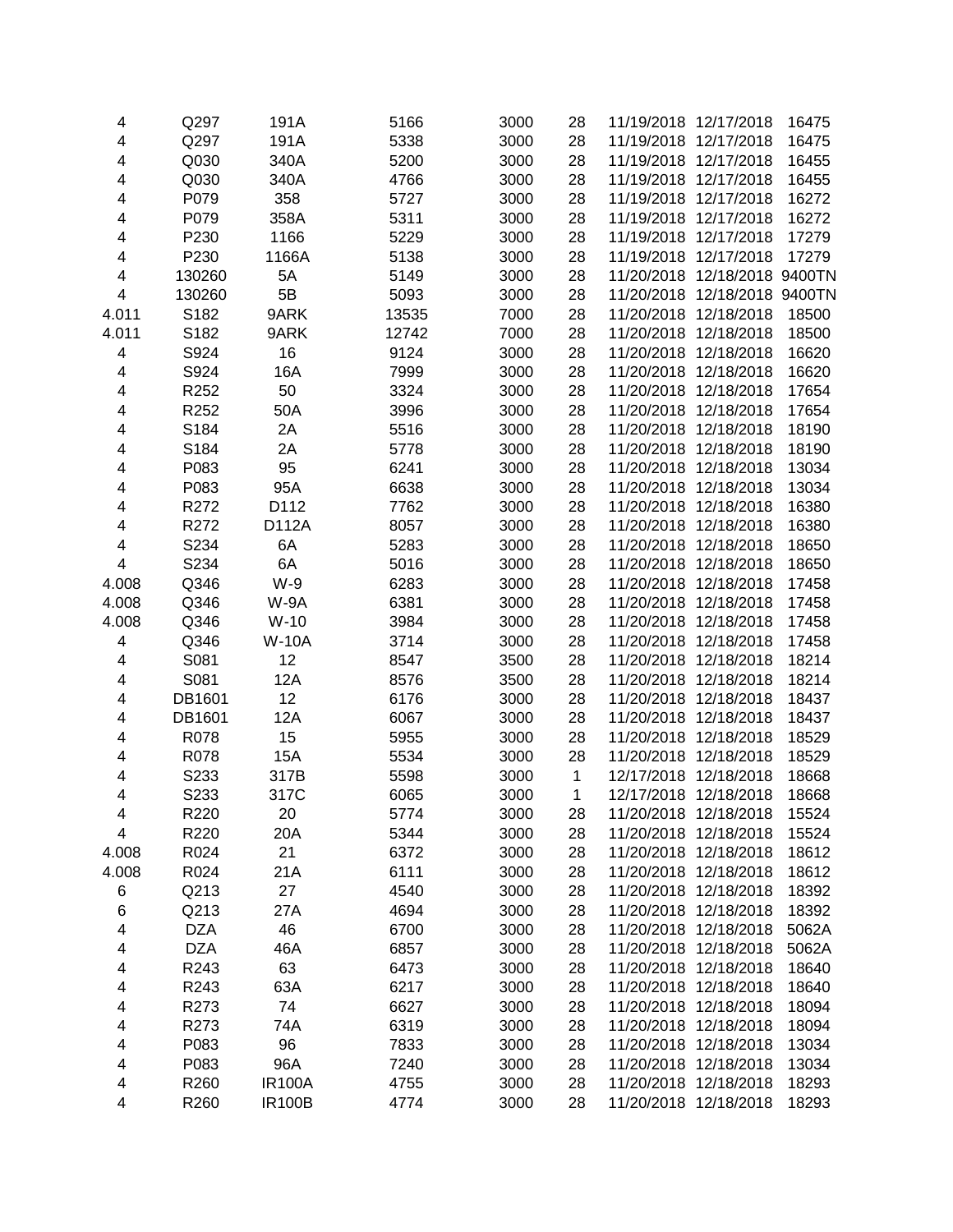| | | | | | | | | |
|---|---|---|---|---|---|---|---|---|
| 4 | Q297 | 191A | 5166 | 3000 | 28 | 11/19/2018 | 12/17/2018 | 16475 |
| 4 | Q297 | 191A | 5338 | 3000 | 28 | 11/19/2018 | 12/17/2018 | 16475 |
| 4 | Q030 | 340A | 5200 | 3000 | 28 | 11/19/2018 | 12/17/2018 | 16455 |
| 4 | Q030 | 340A | 4766 | 3000 | 28 | 11/19/2018 | 12/17/2018 | 16455 |
| 4 | P079 | 358 | 5727 | 3000 | 28 | 11/19/2018 | 12/17/2018 | 16272 |
| 4 | P079 | 358A | 5311 | 3000 | 28 | 11/19/2018 | 12/17/2018 | 16272 |
| 4 | P230 | 1166 | 5229 | 3000 | 28 | 11/19/2018 | 12/17/2018 | 17279 |
| 4 | P230 | 1166A | 5138 | 3000 | 28 | 11/19/2018 | 12/17/2018 | 17279 |
| 4 | 130260 | 5A | 5149 | 3000 | 28 | 11/20/2018 | 12/18/2018 | 9400TN |
| 4 | 130260 | 5B | 5093 | 3000 | 28 | 11/20/2018 | 12/18/2018 | 9400TN |
| 4.011 | S182 | 9ARK | 13535 | 7000 | 28 | 11/20/2018 | 12/18/2018 | 18500 |
| 4.011 | S182 | 9ARK | 12742 | 7000 | 28 | 11/20/2018 | 12/18/2018 | 18500 |
| 4 | S924 | 16 | 9124 | 3000 | 28 | 11/20/2018 | 12/18/2018 | 16620 |
| 4 | S924 | 16A | 7999 | 3000 | 28 | 11/20/2018 | 12/18/2018 | 16620 |
| 4 | R252 | 50 | 3324 | 3000 | 28 | 11/20/2018 | 12/18/2018 | 17654 |
| 4 | R252 | 50A | 3996 | 3000 | 28 | 11/20/2018 | 12/18/2018 | 17654 |
| 4 | S184 | 2A | 5516 | 3000 | 28 | 11/20/2018 | 12/18/2018 | 18190 |
| 4 | S184 | 2A | 5778 | 3000 | 28 | 11/20/2018 | 12/18/2018 | 18190 |
| 4 | P083 | 95 | 6241 | 3000 | 28 | 11/20/2018 | 12/18/2018 | 13034 |
| 4 | P083 | 95A | 6638 | 3000 | 28 | 11/20/2018 | 12/18/2018 | 13034 |
| 4 | R272 | D112 | 7762 | 3000 | 28 | 11/20/2018 | 12/18/2018 | 16380 |
| 4 | R272 | D112A | 8057 | 3000 | 28 | 11/20/2018 | 12/18/2018 | 16380 |
| 4 | S234 | 6A | 5283 | 3000 | 28 | 11/20/2018 | 12/18/2018 | 18650 |
| 4 | S234 | 6A | 5016 | 3000 | 28 | 11/20/2018 | 12/18/2018 | 18650 |
| 4.008 | Q346 | W-9 | 6283 | 3000 | 28 | 11/20/2018 | 12/18/2018 | 17458 |
| 4.008 | Q346 | W-9A | 6381 | 3000 | 28 | 11/20/2018 | 12/18/2018 | 17458 |
| 4.008 | Q346 | W-10 | 3984 | 3000 | 28 | 11/20/2018 | 12/18/2018 | 17458 |
| 4 | Q346 | W-10A | 3714 | 3000 | 28 | 11/20/2018 | 12/18/2018 | 17458 |
| 4 | S081 | 12 | 8547 | 3500 | 28 | 11/20/2018 | 12/18/2018 | 18214 |
| 4 | S081 | 12A | 8576 | 3500 | 28 | 11/20/2018 | 12/18/2018 | 18214 |
| 4 | DB1601 | 12 | 6176 | 3000 | 28 | 11/20/2018 | 12/18/2018 | 18437 |
| 4 | DB1601 | 12A | 6067 | 3000 | 28 | 11/20/2018 | 12/18/2018 | 18437 |
| 4 | R078 | 15 | 5955 | 3000 | 28 | 11/20/2018 | 12/18/2018 | 18529 |
| 4 | R078 | 15A | 5534 | 3000 | 28 | 11/20/2018 | 12/18/2018 | 18529 |
| 4 | S233 | 317B | 5598 | 3000 | 1 | 12/17/2018 | 12/18/2018 | 18668 |
| 4 | S233 | 317C | 6065 | 3000 | 1 | 12/17/2018 | 12/18/2018 | 18668 |
| 4 | R220 | 20 | 5774 | 3000 | 28 | 11/20/2018 | 12/18/2018 | 15524 |
| 4 | R220 | 20A | 5344 | 3000 | 28 | 11/20/2018 | 12/18/2018 | 15524 |
| 4.008 | R024 | 21 | 6372 | 3000 | 28 | 11/20/2018 | 12/18/2018 | 18612 |
| 4.008 | R024 | 21A | 6111 | 3000 | 28 | 11/20/2018 | 12/18/2018 | 18612 |
| 6 | Q213 | 27 | 4540 | 3000 | 28 | 11/20/2018 | 12/18/2018 | 18392 |
| 6 | Q213 | 27A | 4694 | 3000 | 28 | 11/20/2018 | 12/18/2018 | 18392 |
| 4 | DZA | 46 | 6700 | 3000 | 28 | 11/20/2018 | 12/18/2018 | 5062A |
| 4 | DZA | 46A | 6857 | 3000 | 28 | 11/20/2018 | 12/18/2018 | 5062A |
| 4 | R243 | 63 | 6473 | 3000 | 28 | 11/20/2018 | 12/18/2018 | 18640 |
| 4 | R243 | 63A | 6217 | 3000 | 28 | 11/20/2018 | 12/18/2018 | 18640 |
| 4 | R273 | 74 | 6627 | 3000 | 28 | 11/20/2018 | 12/18/2018 | 18094 |
| 4 | R273 | 74A | 6319 | 3000 | 28 | 11/20/2018 | 12/18/2018 | 18094 |
| 4 | P083 | 96 | 7833 | 3000 | 28 | 11/20/2018 | 12/18/2018 | 13034 |
| 4 | P083 | 96A | 7240 | 3000 | 28 | 11/20/2018 | 12/18/2018 | 13034 |
| 4 | R260 | IR100A | 4755 | 3000 | 28 | 11/20/2018 | 12/18/2018 | 18293 |
| 4 | R260 | IR100B | 4774 | 3000 | 28 | 11/20/2018 | 12/18/2018 | 18293 |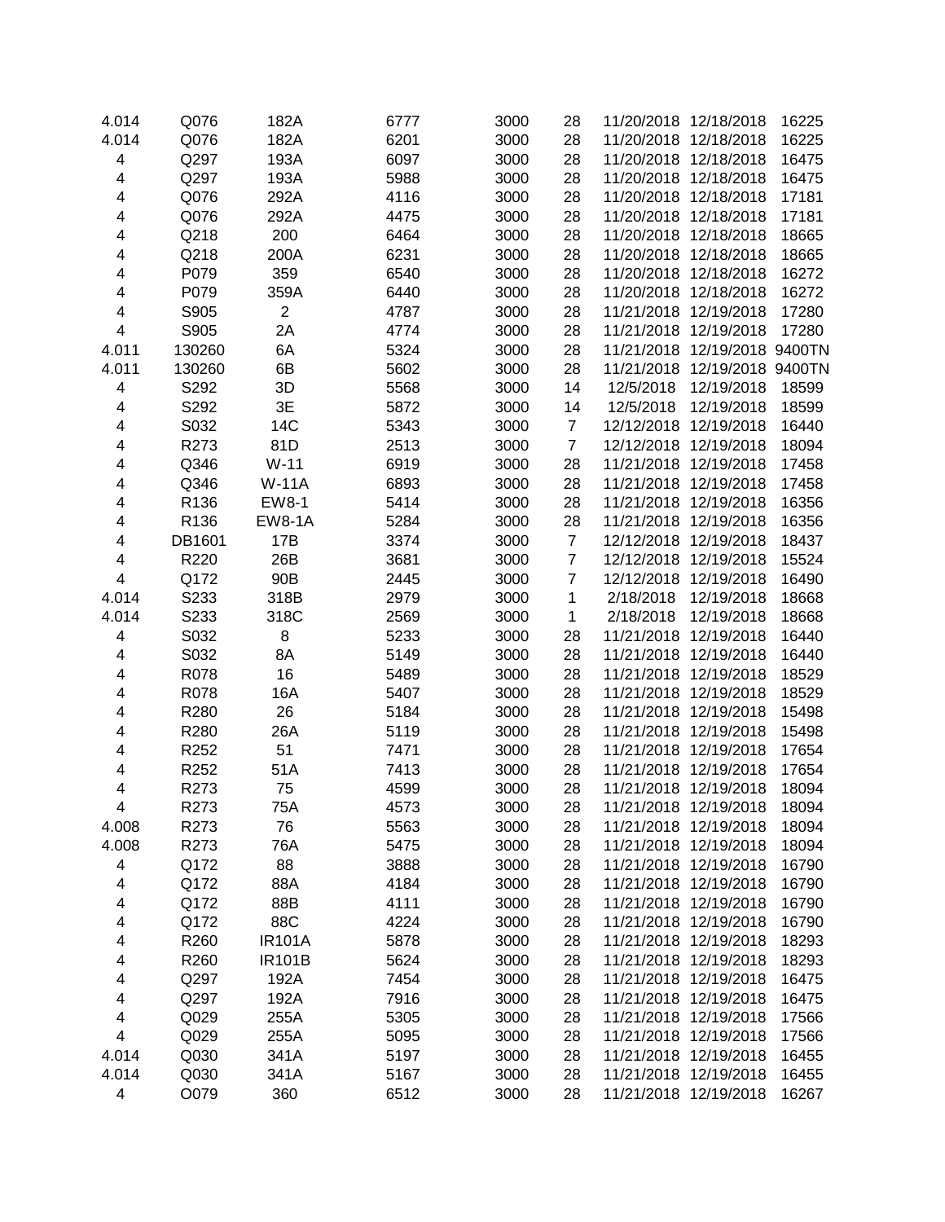| | | | | | | | | |
|---|---|---|---|---|---|---|---|---|
| 4.014 | Q076 | 182A | 6777 | 3000 | 28 | 11/20/2018 | 12/18/2018 | 16225 |
| 4.014 | Q076 | 182A | 6201 | 3000 | 28 | 11/20/2018 | 12/18/2018 | 16225 |
| 4 | Q297 | 193A | 6097 | 3000 | 28 | 11/20/2018 | 12/18/2018 | 16475 |
| 4 | Q297 | 193A | 5988 | 3000 | 28 | 11/20/2018 | 12/18/2018 | 16475 |
| 4 | Q076 | 292A | 4116 | 3000 | 28 | 11/20/2018 | 12/18/2018 | 17181 |
| 4 | Q076 | 292A | 4475 | 3000 | 28 | 11/20/2018 | 12/18/2018 | 17181 |
| 4 | Q218 | 200 | 6464 | 3000 | 28 | 11/20/2018 | 12/18/2018 | 18665 |
| 4 | Q218 | 200A | 6231 | 3000 | 28 | 11/20/2018 | 12/18/2018 | 18665 |
| 4 | P079 | 359 | 6540 | 3000 | 28 | 11/20/2018 | 12/18/2018 | 16272 |
| 4 | P079 | 359A | 6440 | 3000 | 28 | 11/20/2018 | 12/18/2018 | 16272 |
| 4 | S905 | 2 | 4787 | 3000 | 28 | 11/21/2018 | 12/19/2018 | 17280 |
| 4 | S905 | 2A | 4774 | 3000 | 28 | 11/21/2018 | 12/19/2018 | 17280 |
| 4.011 | 130260 | 6A | 5324 | 3000 | 28 | 11/21/2018 | 12/19/2018 | 9400TN |
| 4.011 | 130260 | 6B | 5602 | 3000 | 28 | 11/21/2018 | 12/19/2018 | 9400TN |
| 4 | S292 | 3D | 5568 | 3000 | 14 | 12/5/2018 | 12/19/2018 | 18599 |
| 4 | S292 | 3E | 5872 | 3000 | 14 | 12/5/2018 | 12/19/2018 | 18599 |
| 4 | S032 | 14C | 5343 | 3000 | 7 | 12/12/2018 | 12/19/2018 | 16440 |
| 4 | R273 | 81D | 2513 | 3000 | 7 | 12/12/2018 | 12/19/2018 | 18094 |
| 4 | Q346 | W-11 | 6919 | 3000 | 28 | 11/21/2018 | 12/19/2018 | 17458 |
| 4 | Q346 | W-11A | 6893 | 3000 | 28 | 11/21/2018 | 12/19/2018 | 17458 |
| 4 | R136 | EW8-1 | 5414 | 3000 | 28 | 11/21/2018 | 12/19/2018 | 16356 |
| 4 | R136 | EW8-1A | 5284 | 3000 | 28 | 11/21/2018 | 12/19/2018 | 16356 |
| 4 | DB1601 | 17B | 3374 | 3000 | 7 | 12/12/2018 | 12/19/2018 | 18437 |
| 4 | R220 | 26B | 3681 | 3000 | 7 | 12/12/2018 | 12/19/2018 | 15524 |
| 4 | Q172 | 90B | 2445 | 3000 | 7 | 12/12/2018 | 12/19/2018 | 16490 |
| 4.014 | S233 | 318B | 2979 | 3000 | 1 | 2/18/2018 | 12/19/2018 | 18668 |
| 4.014 | S233 | 318C | 2569 | 3000 | 1 | 2/18/2018 | 12/19/2018 | 18668 |
| 4 | S032 | 8 | 5233 | 3000 | 28 | 11/21/2018 | 12/19/2018 | 16440 |
| 4 | S032 | 8A | 5149 | 3000 | 28 | 11/21/2018 | 12/19/2018 | 16440 |
| 4 | R078 | 16 | 5489 | 3000 | 28 | 11/21/2018 | 12/19/2018 | 18529 |
| 4 | R078 | 16A | 5407 | 3000 | 28 | 11/21/2018 | 12/19/2018 | 18529 |
| 4 | R280 | 26 | 5184 | 3000 | 28 | 11/21/2018 | 12/19/2018 | 15498 |
| 4 | R280 | 26A | 5119 | 3000 | 28 | 11/21/2018 | 12/19/2018 | 15498 |
| 4 | R252 | 51 | 7471 | 3000 | 28 | 11/21/2018 | 12/19/2018 | 17654 |
| 4 | R252 | 51A | 7413 | 3000 | 28 | 11/21/2018 | 12/19/2018 | 17654 |
| 4 | R273 | 75 | 4599 | 3000 | 28 | 11/21/2018 | 12/19/2018 | 18094 |
| 4 | R273 | 75A | 4573 | 3000 | 28 | 11/21/2018 | 12/19/2018 | 18094 |
| 4.008 | R273 | 76 | 5563 | 3000 | 28 | 11/21/2018 | 12/19/2018 | 18094 |
| 4.008 | R273 | 76A | 5475 | 3000 | 28 | 11/21/2018 | 12/19/2018 | 18094 |
| 4 | Q172 | 88 | 3888 | 3000 | 28 | 11/21/2018 | 12/19/2018 | 16790 |
| 4 | Q172 | 88A | 4184 | 3000 | 28 | 11/21/2018 | 12/19/2018 | 16790 |
| 4 | Q172 | 88B | 4111 | 3000 | 28 | 11/21/2018 | 12/19/2018 | 16790 |
| 4 | Q172 | 88C | 4224 | 3000 | 28 | 11/21/2018 | 12/19/2018 | 16790 |
| 4 | R260 | IR101A | 5878 | 3000 | 28 | 11/21/2018 | 12/19/2018 | 18293 |
| 4 | R260 | IR101B | 5624 | 3000 | 28 | 11/21/2018 | 12/19/2018 | 18293 |
| 4 | Q297 | 192A | 7454 | 3000 | 28 | 11/21/2018 | 12/19/2018 | 16475 |
| 4 | Q297 | 192A | 7916 | 3000 | 28 | 11/21/2018 | 12/19/2018 | 16475 |
| 4 | Q029 | 255A | 5305 | 3000 | 28 | 11/21/2018 | 12/19/2018 | 17566 |
| 4 | Q029 | 255A | 5095 | 3000 | 28 | 11/21/2018 | 12/19/2018 | 17566 |
| 4.014 | Q030 | 341A | 5197 | 3000 | 28 | 11/21/2018 | 12/19/2018 | 16455 |
| 4.014 | Q030 | 341A | 5167 | 3000 | 28 | 11/21/2018 | 12/19/2018 | 16455 |
| 4 | O079 | 360 | 6512 | 3000 | 28 | 11/21/2018 | 12/19/2018 | 16267 |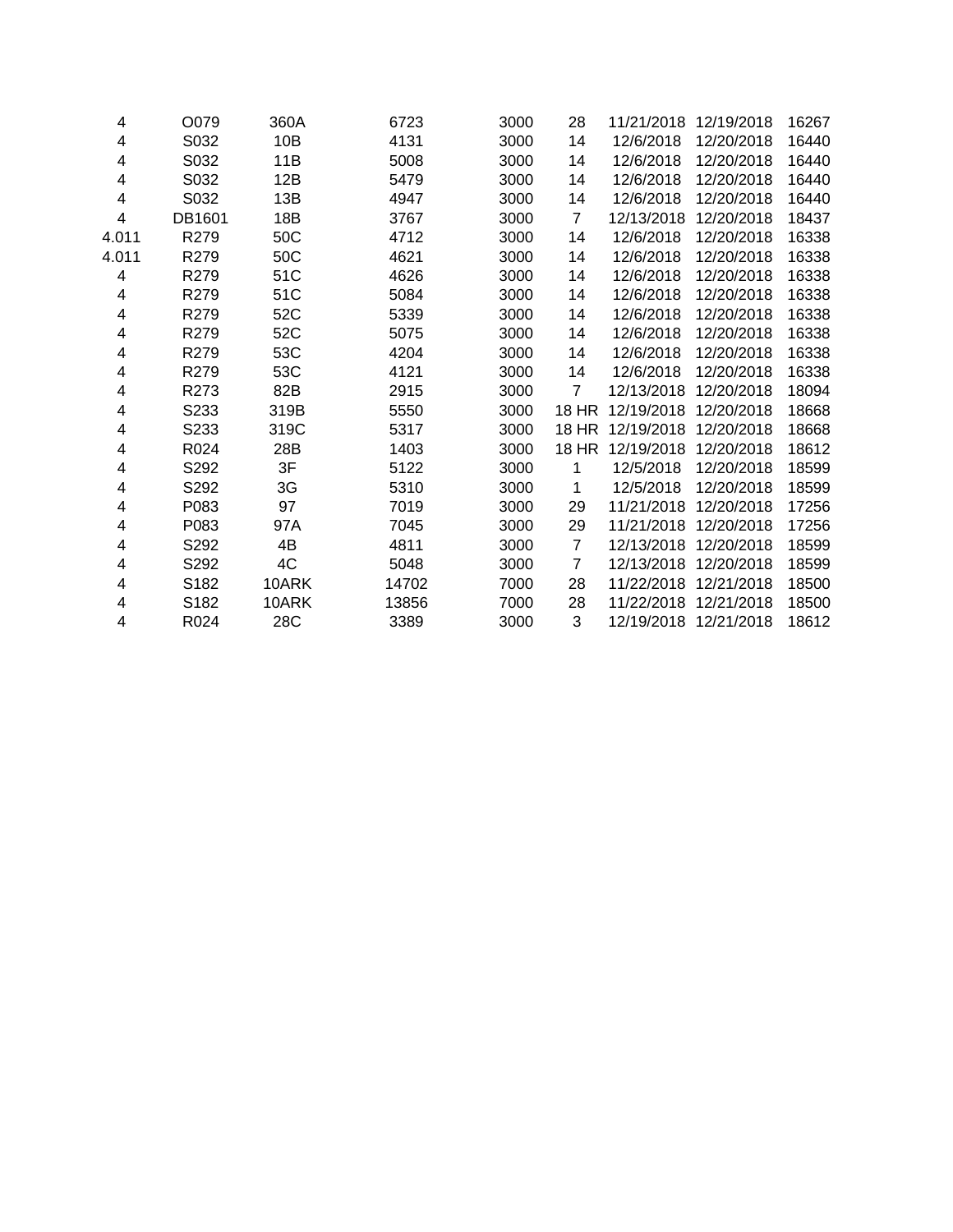| | | | | | | | | |
|---|---|---|---|---|---|---|---|---|
| 4 | O079 | 360A | 6723 | 3000 | 28 | 11/21/2018 | 12/19/2018 | 16267 |
| 4 | S032 | 10B | 4131 | 3000 | 14 | 12/6/2018 | 12/20/2018 | 16440 |
| 4 | S032 | 11B | 5008 | 3000 | 14 | 12/6/2018 | 12/20/2018 | 16440 |
| 4 | S032 | 12B | 5479 | 3000 | 14 | 12/6/2018 | 12/20/2018 | 16440 |
| 4 | S032 | 13B | 4947 | 3000 | 14 | 12/6/2018 | 12/20/2018 | 16440 |
| 4 | DB1601 | 18B | 3767 | 3000 | 7 | 12/13/2018 | 12/20/2018 | 18437 |
| 4.011 | R279 | 50C | 4712 | 3000 | 14 | 12/6/2018 | 12/20/2018 | 16338 |
| 4.011 | R279 | 50C | 4621 | 3000 | 14 | 12/6/2018 | 12/20/2018 | 16338 |
| 4 | R279 | 51C | 4626 | 3000 | 14 | 12/6/2018 | 12/20/2018 | 16338 |
| 4 | R279 | 51C | 5084 | 3000 | 14 | 12/6/2018 | 12/20/2018 | 16338 |
| 4 | R279 | 52C | 5339 | 3000 | 14 | 12/6/2018 | 12/20/2018 | 16338 |
| 4 | R279 | 52C | 5075 | 3000 | 14 | 12/6/2018 | 12/20/2018 | 16338 |
| 4 | R279 | 53C | 4204 | 3000 | 14 | 12/6/2018 | 12/20/2018 | 16338 |
| 4 | R279 | 53C | 4121 | 3000 | 14 | 12/6/2018 | 12/20/2018 | 16338 |
| 4 | R273 | 82B | 2915 | 3000 | 7 | 12/13/2018 | 12/20/2018 | 18094 |
| 4 | S233 | 319B | 5550 | 3000 | 18 HR | 12/19/2018 | 12/20/2018 | 18668 |
| 4 | S233 | 319C | 5317 | 3000 | 18 HR | 12/19/2018 | 12/20/2018 | 18668 |
| 4 | R024 | 28B | 1403 | 3000 | 18 HR | 12/19/2018 | 12/20/2018 | 18612 |
| 4 | S292 | 3F | 5122 | 3000 | 1 | 12/5/2018 | 12/20/2018 | 18599 |
| 4 | S292 | 3G | 5310 | 3000 | 1 | 12/5/2018 | 12/20/2018 | 18599 |
| 4 | P083 | 97 | 7019 | 3000 | 29 | 11/21/2018 | 12/20/2018 | 17256 |
| 4 | P083 | 97A | 7045 | 3000 | 29 | 11/21/2018 | 12/20/2018 | 17256 |
| 4 | S292 | 4B | 4811 | 3000 | 7 | 12/13/2018 | 12/20/2018 | 18599 |
| 4 | S292 | 4C | 5048 | 3000 | 7 | 12/13/2018 | 12/20/2018 | 18599 |
| 4 | S182 | 10ARK | 14702 | 7000 | 28 | 11/22/2018 | 12/21/2018 | 18500 |
| 4 | S182 | 10ARK | 13856 | 7000 | 28 | 11/22/2018 | 12/21/2018 | 18500 |
| 4 | R024 | 28C | 3389 | 3000 | 3 | 12/19/2018 | 12/21/2018 | 18612 |